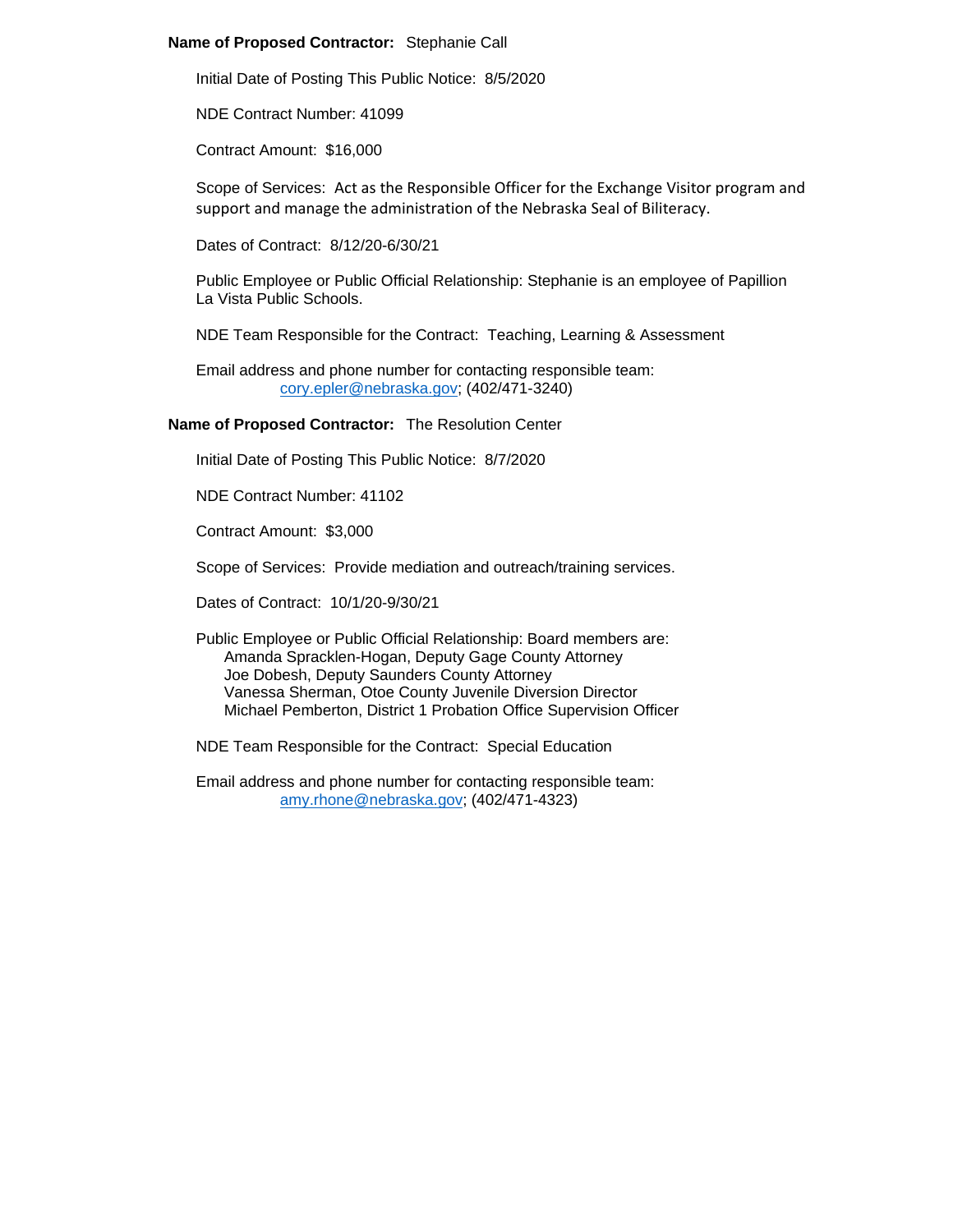**Name of Proposed Contractor:** Stephanie Call

Initial Date of Posting This Public Notice: 8/5/2020

NDE Contract Number: 41099

Contract Amount: $16,000

Scope of Services: Act as the Responsible Officer for the Exchange Visitor program and support and manage the administration of the Nebraska Seal of Biliteracy.

Dates of Contract: 8/12/20-6/30/21

Public Employee or Public Official Relationship: Stephanie is an employee of Papillion La Vista Public Schools.

NDE Team Responsible for the Contract: Teaching, Learning & Assessment

Email address and phone number for contacting responsible team:
cory.epler@nebraska.gov; (402/471-3240)

**Name of Proposed Contractor:** The Resolution Center

Initial Date of Posting This Public Notice: 8/7/2020

NDE Contract Number: 41102

Contract Amount: $3,000

Scope of Services: Provide mediation and outreach/training services.

Dates of Contract: 10/1/20-9/30/21

Public Employee or Public Official Relationship: Board members are:
Amanda Spracklen-Hogan, Deputy Gage County Attorney
Joe Dobesh, Deputy Saunders County Attorney
Vanessa Sherman, Otoe County Juvenile Diversion Director
Michael Pemberton, District 1 Probation Office Supervision Officer

NDE Team Responsible for the Contract: Special Education

Email address and phone number for contacting responsible team:
amy.rhone@nebraska.gov; (402/471-4323)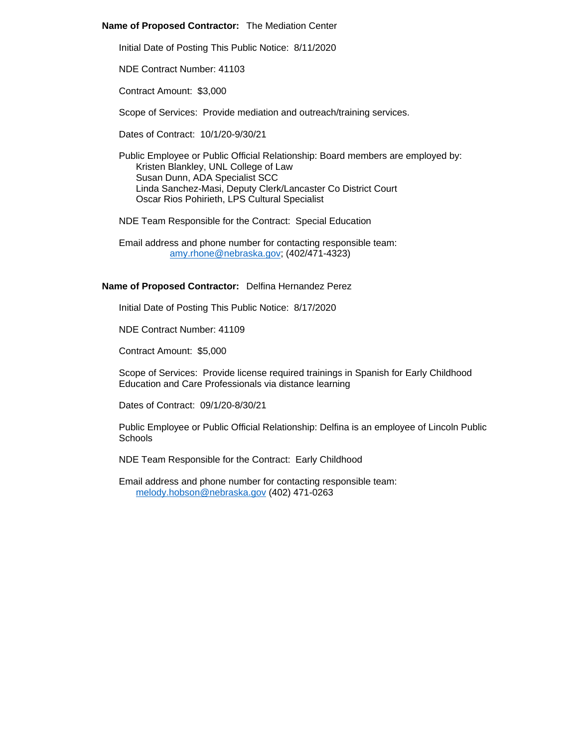**Name of Proposed Contractor:** The Mediation Center

Initial Date of Posting This Public Notice: 8/11/2020

NDE Contract Number: 41103

Contract Amount: $3,000

Scope of Services: Provide mediation and outreach/training services.

Dates of Contract: 10/1/20-9/30/21

Public Employee or Public Official Relationship: Board members are employed by:
Kristen Blankley, UNL College of Law
Susan Dunn, ADA Specialist SCC
Linda Sanchez-Masi, Deputy Clerk/Lancaster Co District Court
Oscar Rios Pohirieth, LPS Cultural Specialist

NDE Team Responsible for the Contract: Special Education

Email address and phone number for contacting responsible team:
amy.rhone@nebraska.gov; (402/471-4323)

**Name of Proposed Contractor:** Delfina Hernandez Perez

Initial Date of Posting This Public Notice: 8/17/2020

NDE Contract Number: 41109

Contract Amount: $5,000

Scope of Services: Provide license required trainings in Spanish for Early Childhood Education and Care Professionals via distance learning

Dates of Contract: 09/1/20-8/30/21

Public Employee or Public Official Relationship: Delfina is an employee of Lincoln Public Schools

NDE Team Responsible for the Contract: Early Childhood

Email address and phone number for contacting responsible team:
melody.hobson@nebraska.gov (402) 471-0263